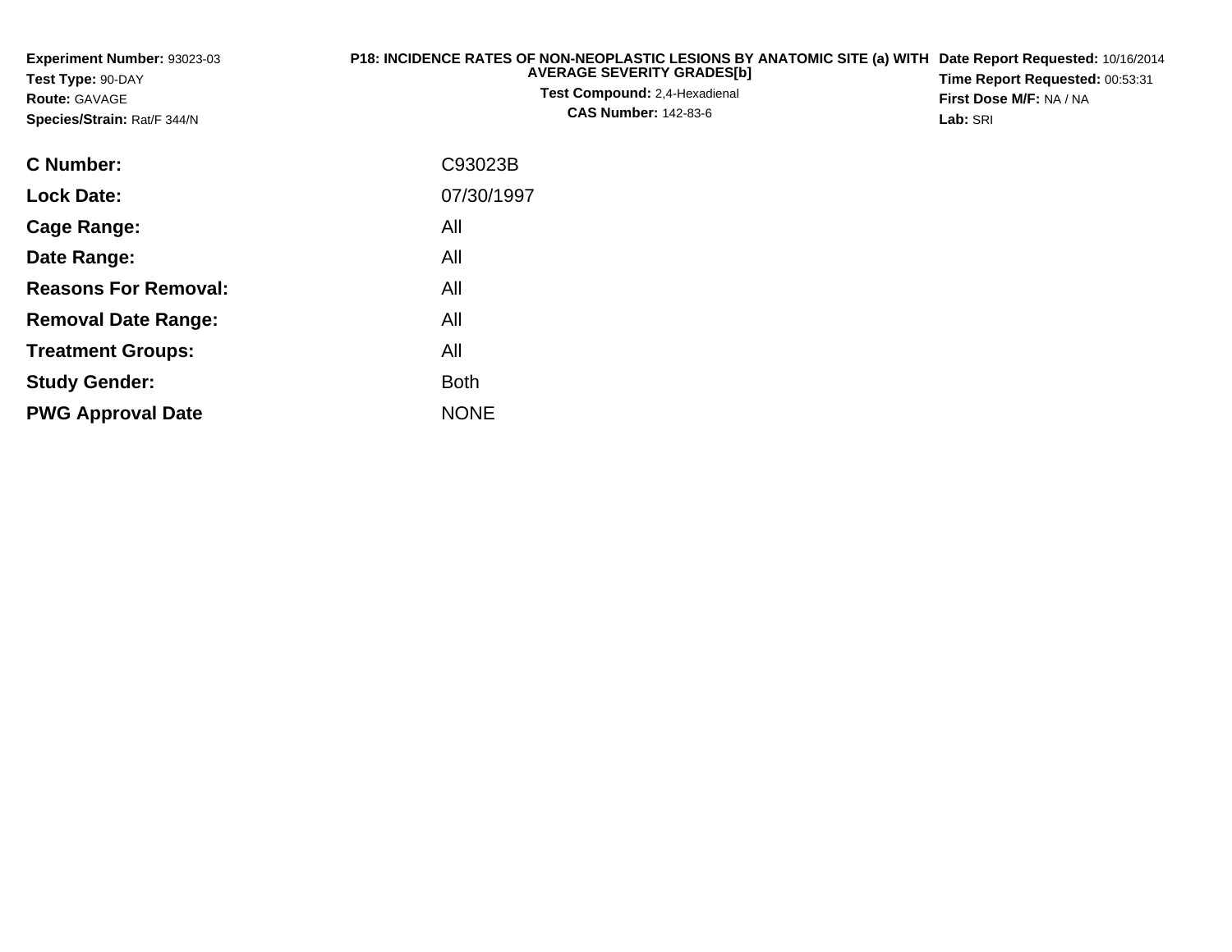**Experiment Number:** 93023-03
**Test Type:** 90-DAY
**Route:** GAVAGE
**Species/Strain:** Rat/F 344/N

**P18: INCIDENCE RATES OF NON-NEOPLASTIC LESIONS BY ANATOMIC SITE (a) WITH AVERAGE SEVERITY GRADES[b]**
**Test Compound:** 2,4-Hexadienal
**CAS Number:** 142-83-6

**Date Report Requested:** 10/16/2014
**Time Report Requested:** 00:53:31
**First Dose M/F:** NA / NA
**Lab:** SRI

| | |
|---|---|
| **C Number:** | C93023B |
| **Lock Date:** | 07/30/1997 |
| **Cage Range:** | All |
| **Date Range:** | All |
| **Reasons For Removal:** | All |
| **Removal Date Range:** | All |
| **Treatment Groups:** | All |
| **Study Gender:** | Both |
| **PWG Approval Date** | NONE |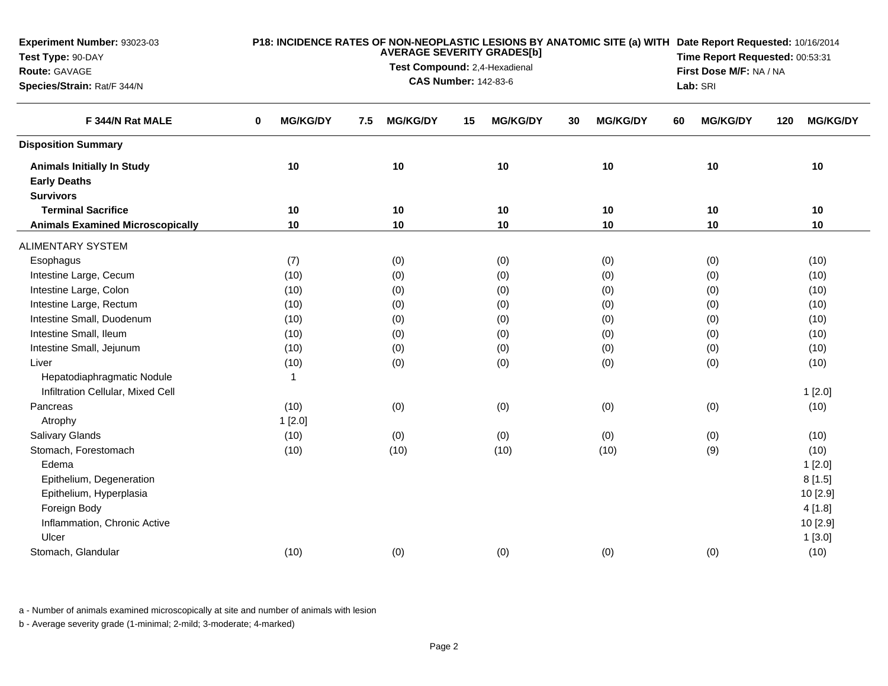**Experiment Number:** 93023-03
**Test Type:** 90-DAY
**Route:** GAVAGE
**Species/Strain:** Rat/F 344/N

**P18: INCIDENCE RATES OF NON-NEOPLASTIC LESIONS BY ANATOMIC SITE (a) WITH AVERAGE SEVERITY GRADES[b]**
**Test Compound:** 2,4-Hexadienal
**CAS Number:** 142-83-6

**Date Report Requested:** 10/16/2014
**Time Report Requested:** 00:53:31
**First Dose M/F:** NA / NA
**Lab:** SRI

| F 344/N Rat MALE | 0 MG/KG/DY | 7.5 MG/KG/DY | 15 MG/KG/DY | 30 MG/KG/DY | 60 MG/KG/DY | 120 MG/KG/DY |
|---|---|---|---|---|---|---|
| **Disposition Summary** | | | | | | |
| **Animals Initially In Study** | 10 | 10 | 10 | 10 | 10 | 10 |
| **Early Deaths** | | | | | | |
| **Survivors** | | | | | | |
| **Terminal Sacrifice** | 10 | 10 | 10 | 10 | 10 | 10 |
| **Animals Examined Microscopically** | 10 | 10 | 10 | 10 | 10 | 10 |
| ALIMENTARY SYSTEM | | | | | | |
| Esophagus | (7) | (0) | (0) | (0) | (0) | (10) |
| Intestine Large, Cecum | (10) | (0) | (0) | (0) | (0) | (10) |
| Intestine Large, Colon | (10) | (0) | (0) | (0) | (0) | (10) |
| Intestine Large, Rectum | (10) | (0) | (0) | (0) | (0) | (10) |
| Intestine Small, Duodenum | (10) | (0) | (0) | (0) | (0) | (10) |
| Intestine Small, Ileum | (10) | (0) | (0) | (0) | (0) | (10) |
| Intestine Small, Jejunum | (10) | (0) | (0) | (0) | (0) | (10) |
| Liver | (10) | (0) | (0) | (0) | (0) | (10) |
| Hepatodiaphragmatic Nodule | 1 | | | | | |
| Infiltration Cellular, Mixed Cell | | | | | | 1 [2.0] |
| Pancreas | (10) | (0) | (0) | (0) | (0) | (10) |
| Atrophy | 1 [2.0] | | | | | |
| Salivary Glands | (10) | (0) | (0) | (0) | (0) | (10) |
| Stomach, Forestomach | (10) | (10) | (10) | (10) | (9) | (10) |
| Edema | | | | | | 1 [2.0] |
| Epithelium, Degeneration | | | | | | 8 [1.5] |
| Epithelium, Hyperplasia | | | | | | 10 [2.9] |
| Foreign Body | | | | | | 4 [1.8] |
| Inflammation, Chronic Active | | | | | | 10 [2.9] |
| Ulcer | | | | | | 1 [3.0] |
| Stomach, Glandular | (10) | (0) | (0) | (0) | (0) | (10) |

a - Number of animals examined microscopically at site and number of animals with lesion

b - Average severity grade (1-minimal; 2-mild; 3-moderate; 4-marked)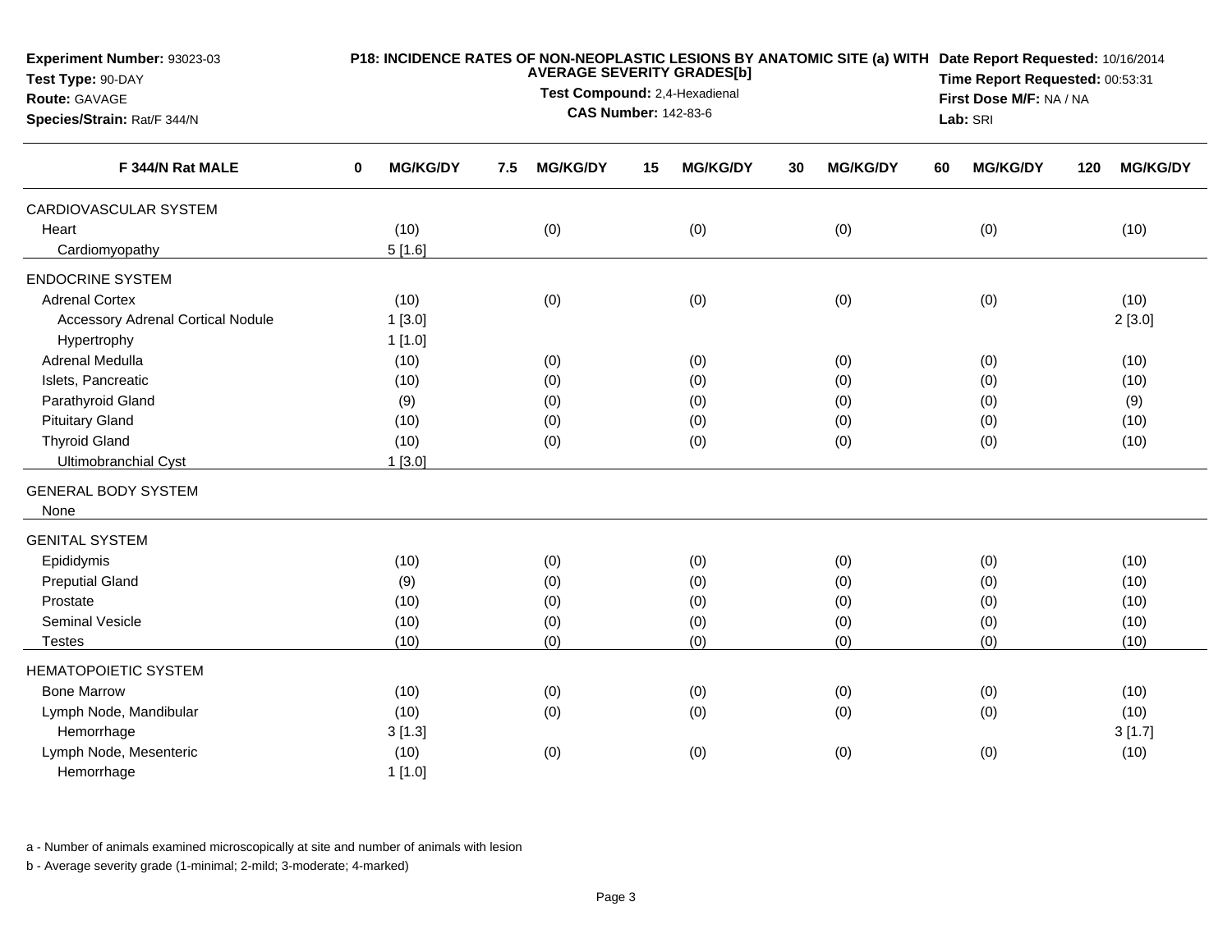**Experiment Number:** 93023-03
**Test Type:** 90-DAY
**Route:** GAVAGE
**Species/Strain:** Rat/F 344/N

**P18: INCIDENCE RATES OF NON-NEOPLASTIC LESIONS BY ANATOMIC SITE (a) WITH AVERAGE SEVERITY GRADES[b]**
**Test Compound:** 2,4-Hexadienal
**CAS Number:** 142-83-6

**Date Report Requested:** 10/16/2014
**Time Report Requested:** 00:53:31
**First Dose M/F:** NA / NA
**Lab:** SRI

| F 344/N Rat MALE | 0 MG/KG/DY | 7.5 MG/KG/DY | 15 MG/KG/DY | 30 MG/KG/DY | 60 MG/KG/DY | 120 MG/KG/DY |
|---|---|---|---|---|---|---|
| CARDIOVASCULAR SYSTEM | | | | | | |
| Heart | (10) | (0) | (0) | (0) | (0) | (10) |
| Cardiomyopathy | 5 [1.6] | | | | | |
| ENDOCRINE SYSTEM | | | | | | |
| Adrenal Cortex | (10) | (0) | (0) | (0) | (0) | (10) |
| Accessory Adrenal Cortical Nodule | 1 [3.0] | | | | | 2 [3.0] |
| Hypertrophy | 1 [1.0] | | | | | |
| Adrenal Medulla | (10) | (0) | (0) | (0) | (0) | (10) |
| Islets, Pancreatic | (10) | (0) | (0) | (0) | (0) | (10) |
| Parathyroid Gland | (9) | (0) | (0) | (0) | (0) | (9) |
| Pituitary Gland | (10) | (0) | (0) | (0) | (0) | (10) |
| Thyroid Gland | (10) | (0) | (0) | (0) | (0) | (10) |
| Ultimobranchial Cyst | 1 [3.0] | | | | | |
| GENERAL BODY SYSTEM | | | | | | |
| None | | | | | | |
| GENITAL SYSTEM | | | | | | |
| Epididymis | (10) | (0) | (0) | (0) | (0) | (10) |
| Preputial Gland | (9) | (0) | (0) | (0) | (0) | (10) |
| Prostate | (10) | (0) | (0) | (0) | (0) | (10) |
| Seminal Vesicle | (10) | (0) | (0) | (0) | (0) | (10) |
| Testes | (10) | (0) | (0) | (0) | (0) | (10) |
| HEMATOPOIETIC SYSTEM | | | | | | |
| Bone Marrow | (10) | (0) | (0) | (0) | (0) | (10) |
| Lymph Node, Mandibular | (10) | (0) | (0) | (0) | (0) | (10) |
| Hemorrhage | 3 [1.3] | | | | | 3 [1.7] |
| Lymph Node, Mesenteric | (10) | (0) | (0) | (0) | (0) | (10) |
| Hemorrhage | 1 [1.0] | | | | | |

a - Number of animals examined microscopically at site and number of animals with lesion

b - Average severity grade (1-minimal; 2-mild; 3-moderate; 4-marked)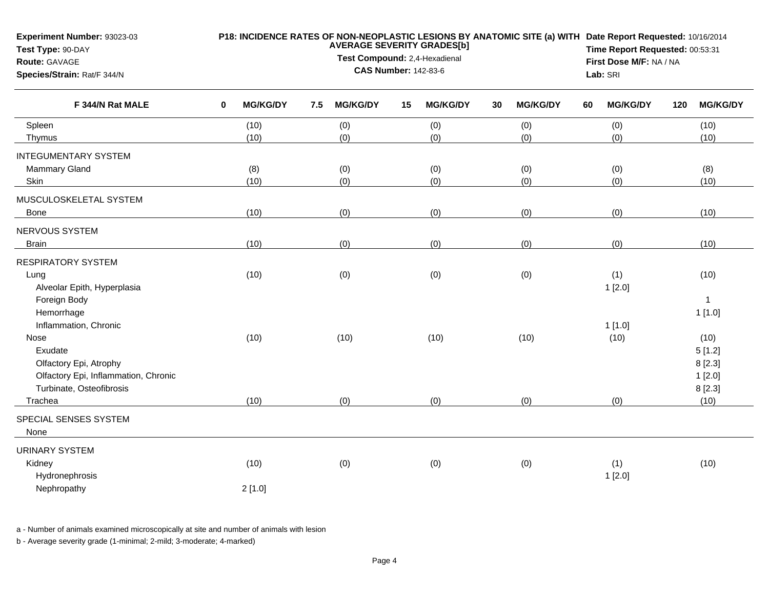**Experiment Number:** 93023-03
**Test Type:** 90-DAY
**Route:** GAVAGE
**Species/Strain:** Rat/F 344/N

**P18: INCIDENCE RATES OF NON-NEOPLASTIC LESIONS BY ANATOMIC SITE (a) WITH AVERAGE SEVERITY GRADES[b]**
**Test Compound:** 2,4-Hexadienal
**CAS Number:** 142-83-6

**Date Report Requested:** 10/16/2014
**Time Report Requested:** 00:53:31
**First Dose M/F:** NA / NA
**Lab:** SRI

| F 344/N Rat MALE | 0 MG/KG/DY | 7.5 MG/KG/DY | 15 MG/KG/DY | 30 MG/KG/DY | 60 MG/KG/DY | 120 MG/KG/DY |
|---|---|---|---|---|---|---|
| Spleen | (10) | (0) | (0) | (0) | (0) | (10) |
| Thymus | (10) | (0) | (0) | (0) | (0) | (10) |
| INTEGUMENTARY SYSTEM | | | | | | |
| Mammary Gland | (8) | (0) | (0) | (0) | (0) | (8) |
| Skin | (10) | (0) | (0) | (0) | (0) | (10) |
| MUSCULOSKELETAL SYSTEM | | | | | | |
| Bone | (10) | (0) | (0) | (0) | (0) | (10) |
| NERVOUS SYSTEM | | | | | | |
| Brain | (10) | (0) | (0) | (0) | (0) | (10) |
| RESPIRATORY SYSTEM | | | | | | |
| Lung | (10) | (0) | (0) | (0) | (1) | (10) |
| Alveolar Epith, Hyperplasia | | | | | 1 [2.0] | |
| Foreign Body | | | | | | 1 |
| Hemorrhage | | | | | | 1 [1.0] |
| Inflammation, Chronic | | | | | 1 [1.0] | |
| Nose | (10) | (10) | (10) | (10) | (10) | (10) |
| Exudate | | | | | | 5 [1.2] |
| Olfactory Epi, Atrophy | | | | | | 8 [2.3] |
| Olfactory Epi, Inflammation, Chronic | | | | | | 1 [2.0] |
| Turbinate, Osteofibrosis | | | | | | 8 [2.3] |
| Trachea | (10) | (0) | (0) | (0) | (0) | (10) |
| SPECIAL SENSES SYSTEM | | | | | | |
| None | | | | | | |
| URINARY SYSTEM | | | | | | |
| Kidney | (10) | (0) | (0) | (0) | (1) | (10) |
| Hydronephrosis | | | | | 1 [2.0] | |
| Nephropathy | 2 [1.0] | | | | | |

a - Number of animals examined microscopically at site and number of animals with lesion

b - Average severity grade (1-minimal; 2-mild; 3-moderate; 4-marked)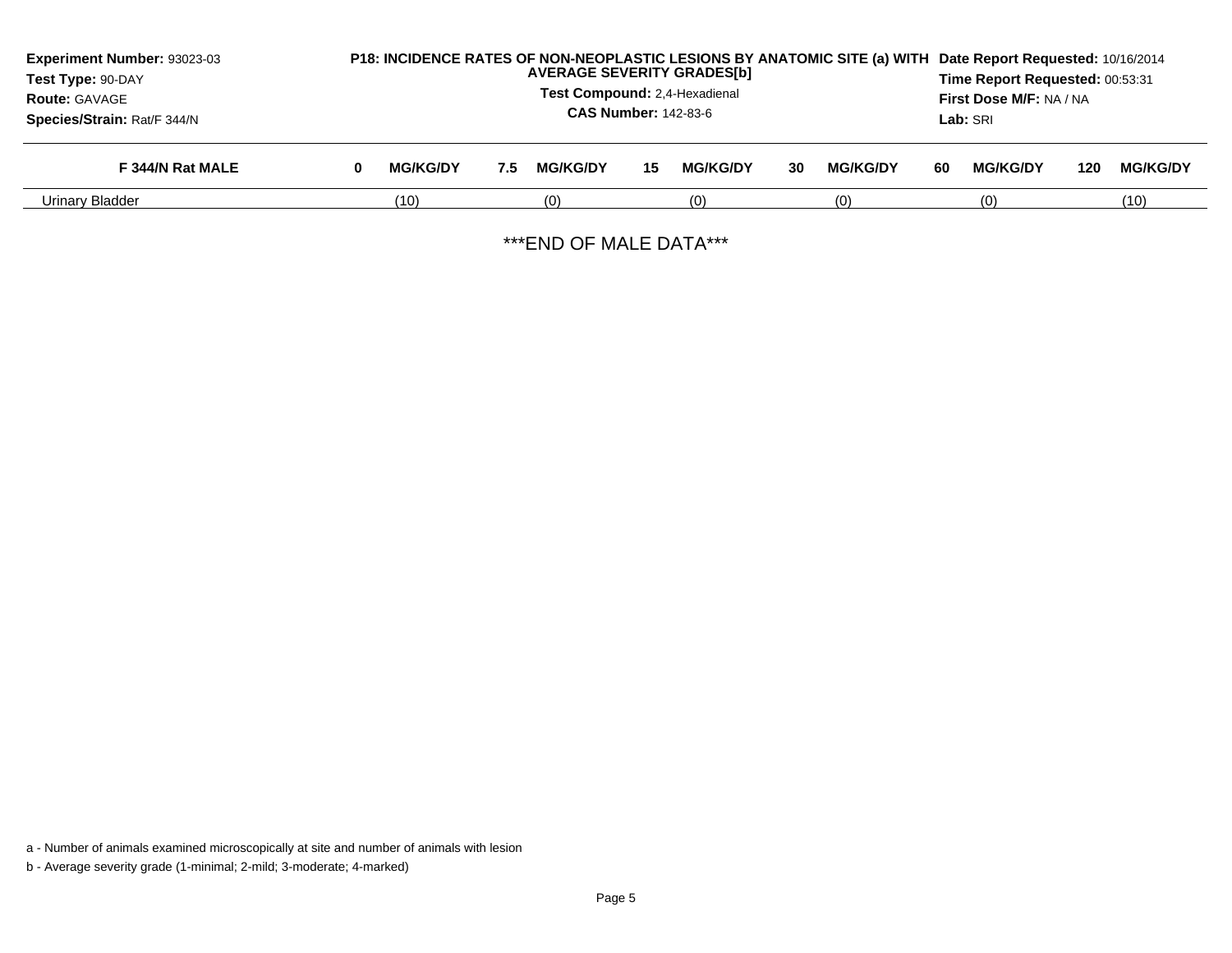**Experiment Number:** 93023-03
**Test Type:** 90-DAY
**Route:** GAVAGE
**Species/Strain:** Rat/F 344/N

**P18: INCIDENCE RATES OF NON-NEOPLASTIC LESIONS BY ANATOMIC SITE (a) WITH AVERAGE SEVERITY GRADES[b]**
**Test Compound:** 2,4-Hexadienal
**CAS Number:** 142-83-6

**Date Report Requested:** 10/16/2014
**Time Report Requested:** 00:53:31
**First Dose M/F:** NA / NA
**Lab:** SRI

| F 344/N Rat MALE | 0 MG/KG/DY | 7.5 MG/KG/DY | 15 MG/KG/DY | 30 MG/KG/DY | 60 MG/KG/DY | 120 MG/KG/DY |
|---|---|---|---|---|---|---|
| Urinary Bladder | (10) | (0) | (0) | (0) | (0) | (10) |

***END OF MALE DATA***

a - Number of animals examined microscopically at site and number of animals with lesion

b - Average severity grade (1-minimal; 2-mild; 3-moderate; 4-marked)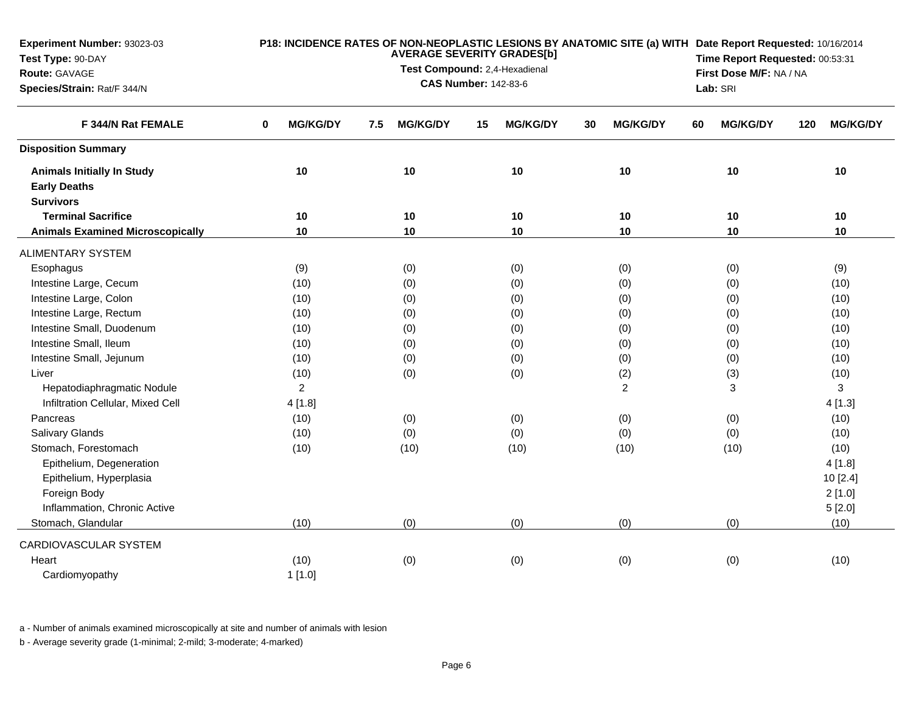**Experiment Number:** 93023-03
**Test Type:** 90-DAY
**Route:** GAVAGE
**Species/Strain:** Rat/F 344/N

**P18: INCIDENCE RATES OF NON-NEOPLASTIC LESIONS BY ANATOMIC SITE (a) WITH AVERAGE SEVERITY GRADES[b]**
**Test Compound:** 2,4-Hexadienal
**CAS Number:** 142-83-6

**Date Report Requested:** 10/16/2014
**Time Report Requested:** 00:53:31
**First Dose M/F:** NA / NA
**Lab:** SRI

| F 344/N Rat FEMALE | 0 MG/KG/DY | 7.5 MG/KG/DY | 15 MG/KG/DY | 30 MG/KG/DY | 60 MG/KG/DY | 120 MG/KG/DY |
|---|---|---|---|---|---|---|
| **Disposition Summary** | | | | | | |
| **Animals Initially In Study** | 10 | 10 | 10 | 10 | 10 | 10 |
| **Early Deaths** | | | | | | |
| **Survivors** | | | | | | |
| **Terminal Sacrifice** | 10 | 10 | 10 | 10 | 10 | 10 |
| **Animals Examined Microscopically** | 10 | 10 | 10 | 10 | 10 | 10 |
| ALIMENTARY SYSTEM | | | | | | |
| Esophagus | (9) | (0) | (0) | (0) | (0) | (9) |
| Intestine Large, Cecum | (10) | (0) | (0) | (0) | (0) | (10) |
| Intestine Large, Colon | (10) | (0) | (0) | (0) | (0) | (10) |
| Intestine Large, Rectum | (10) | (0) | (0) | (0) | (0) | (10) |
| Intestine Small, Duodenum | (10) | (0) | (0) | (0) | (0) | (10) |
| Intestine Small, Ileum | (10) | (0) | (0) | (0) | (0) | (10) |
| Intestine Small, Jejunum | (10) | (0) | (0) | (0) | (0) | (10) |
| Liver | (10) | (0) | (0) | (2) | (3) | (10) |
| Hepatodiaphragmatic Nodule | 2 | | | 2 | 3 | 3 |
| Infiltration Cellular, Mixed Cell | 4 [1.8] | | | | | 4 [1.3] |
| Pancreas | (10) | (0) | (0) | (0) | (0) | (10) |
| Salivary Glands | (10) | (0) | (0) | (0) | (0) | (10) |
| Stomach, Forestomach | (10) | (10) | (10) | (10) | (10) | (10) |
| Epithelium, Degeneration | | | | | | 4 [1.8] |
| Epithelium, Hyperplasia | | | | | | 10 [2.4] |
| Foreign Body | | | | | | 2 [1.0] |
| Inflammation, Chronic Active | | | | | | 5 [2.0] |
| Stomach, Glandular | (10) | (0) | (0) | (0) | (0) | (10) |
| CARDIOVASCULAR SYSTEM | | | | | | |
| Heart | (10) | (0) | (0) | (0) | (0) | (10) |
| Cardiomyopathy | 1 [1.0] | | | | | |

a - Number of animals examined microscopically at site and number of animals with lesion

b - Average severity grade (1-minimal; 2-mild; 3-moderate; 4-marked)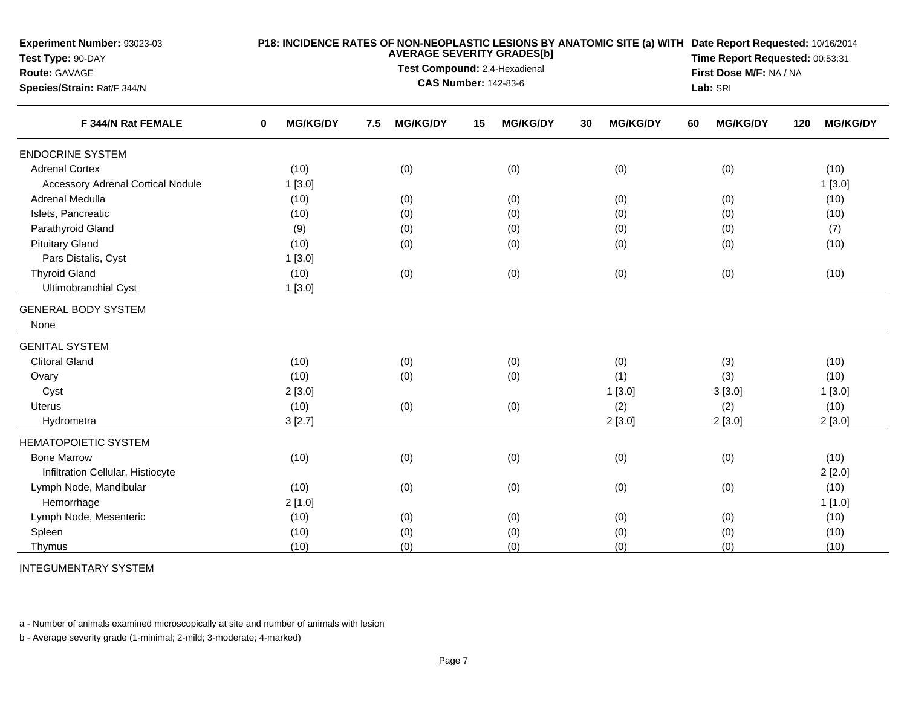**Experiment Number:** 93023-03
**Test Type:** 90-DAY
**Route:** GAVAGE
**Species/Strain:** Rat/F 344/N

**P18: INCIDENCE RATES OF NON-NEOPLASTIC LESIONS BY ANATOMIC SITE (a) WITH AVERAGE SEVERITY GRADES[b]**
**Test Compound:** 2,4-Hexadienal
**CAS Number:** 142-83-6

**Date Report Requested:** 10/16/2014
**Time Report Requested:** 00:53:31
**First Dose M/F:** NA / NA
**Lab:** SRI

| F 344/N Rat FEMALE | 0 MG/KG/DY | 7.5 MG/KG/DY | 15 MG/KG/DY | 30 MG/KG/DY | 60 MG/KG/DY | 120 MG/KG/DY |
|---|---|---|---|---|---|---|
| ENDOCRINE SYSTEM | | | | | | |
| Adrenal Cortex | (10) | (0) | (0) | (0) | (0) | (10) |
| Accessory Adrenal Cortical Nodule | 1 [3.0] | | | | | 1 [3.0] |
| Adrenal Medulla | (10) | (0) | (0) | (0) | (0) | (10) |
| Islets, Pancreatic | (10) | (0) | (0) | (0) | (0) | (10) |
| Parathyroid Gland | (9) | (0) | (0) | (0) | (0) | (7) |
| Pituitary Gland | (10) | (0) | (0) | (0) | (0) | (10) |
| Pars Distalis, Cyst | 1 [3.0] | | | | | |
| Thyroid Gland | (10) | (0) | (0) | (0) | (0) | (10) |
| Ultimobranchial Cyst | 1 [3.0] | | | | | |
| GENERAL BODY SYSTEM | | | | | | |
| None | | | | | | |
| GENITAL SYSTEM | | | | | | |
| Clitoral Gland | (10) | (0) | (0) | (0) | (3) | (10) |
| Ovary | (10) | (0) | (0) | (1) | (3) | (10) |
| Cyst | 2 [3.0] | | | 1 [3.0] | 3 [3.0] | 1 [3.0] |
| Uterus | (10) | (0) | (0) | (2) | (2) | (10) |
| Hydrometra | 3 [2.7] | | | 2 [3.0] | 2 [3.0] | 2 [3.0] |
| HEMATOPOIETIC SYSTEM | | | | | | |
| Bone Marrow | (10) | (0) | (0) | (0) | (0) | (10) |
| Infiltration Cellular, Histiocyte | | | | | | 2 [2.0] |
| Lymph Node, Mandibular | (10) | (0) | (0) | (0) | (0) | (10) |
| Hemorrhage | 2 [1.0] | | | | | 1 [1.0] |
| Lymph Node, Mesenteric | (10) | (0) | (0) | (0) | (0) | (10) |
| Spleen | (10) | (0) | (0) | (0) | (0) | (10) |
| Thymus | (10) | (0) | (0) | (0) | (0) | (10) |
| INTEGUMENTARY SYSTEM | | | | | | |

a - Number of animals examined microscopically at site and number of animals with lesion

b - Average severity grade (1-minimal; 2-mild; 3-moderate; 4-marked)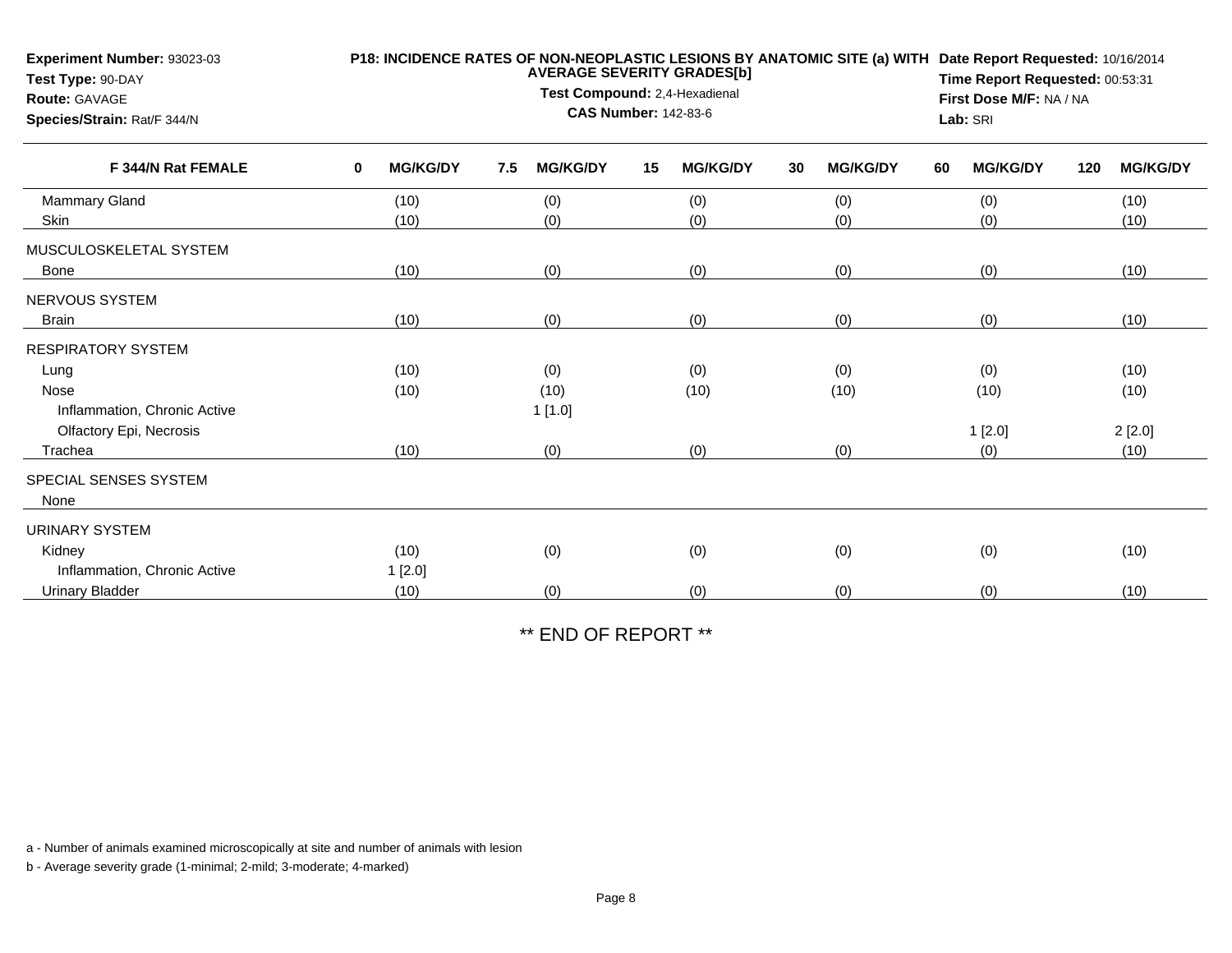**Experiment Number:** 93023-03
**Test Type:** 90-DAY
**Route:** GAVAGE
**Species/Strain:** Rat/F 344/N

**P18: INCIDENCE RATES OF NON-NEOPLASTIC LESIONS BY ANATOMIC SITE (a) WITH AVERAGE SEVERITY GRADES[b]**
**Test Compound:** 2,4-Hexadienal
**CAS Number:** 142-83-6

**Date Report Requested:** 10/16/2014
**Time Report Requested:** 00:53:31
**First Dose M/F:** NA / NA
**Lab:** SRI

| F 344/N Rat FEMALE | 0 MG/KG/DY | 7.5 MG/KG/DY | 15 MG/KG/DY | 30 MG/KG/DY | 60 MG/KG/DY | 120 MG/KG/DY |
|---|---|---|---|---|---|---|
| Mammary Gland | (10) | (0) | (0) | (0) | (0) | (10) |
| Skin | (10) | (0) | (0) | (0) | (0) | (10) |
| MUSCULOSKELETAL SYSTEM | | | | | | |
| Bone | (10) | (0) | (0) | (0) | (0) | (10) |
| NERVOUS SYSTEM | | | | | | |
| Brain | (10) | (0) | (0) | (0) | (0) | (10) |
| RESPIRATORY SYSTEM | | | | | | |
| Lung | (10) | (0) | (0) | (0) | (0) | (10) |
| Nose | (10) | (10) | (10) | (10) | (10) | (10) |
| Inflammation, Chronic Active | | 1 [1.0] | | | | |
| Olfactory Epi, Necrosis | | | | | 1 [2.0] | 2 [2.0] |
| Trachea | (10) | (0) | (0) | (0) | (0) | (10) |
| SPECIAL SENSES SYSTEM | | | | | | |
| None | | | | | | |
| URINARY SYSTEM | | | | | | |
| Kidney | (10) | (0) | (0) | (0) | (0) | (10) |
| Inflammation, Chronic Active | 1 [2.0] | | | | | |
| Urinary Bladder | (10) | (0) | (0) | (0) | (0) | (10) |

** END OF REPORT **

a - Number of animals examined microscopically at site and number of animals with lesion

b - Average severity grade (1-minimal; 2-mild; 3-moderate; 4-marked)